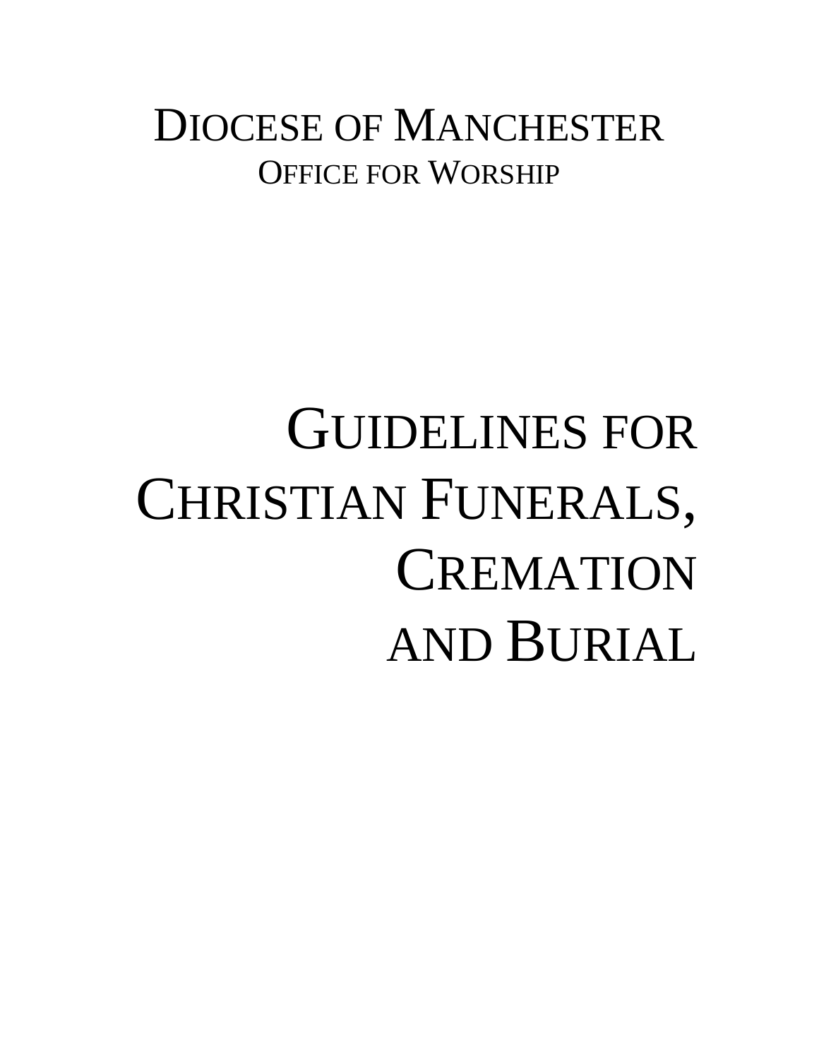# DIOCESE OF MANCHESTER

## OFFICE FOR WORSHIP

# GUIDELINES FOR CHRISTIAN FUNERALS, CREMATION AND BURIAL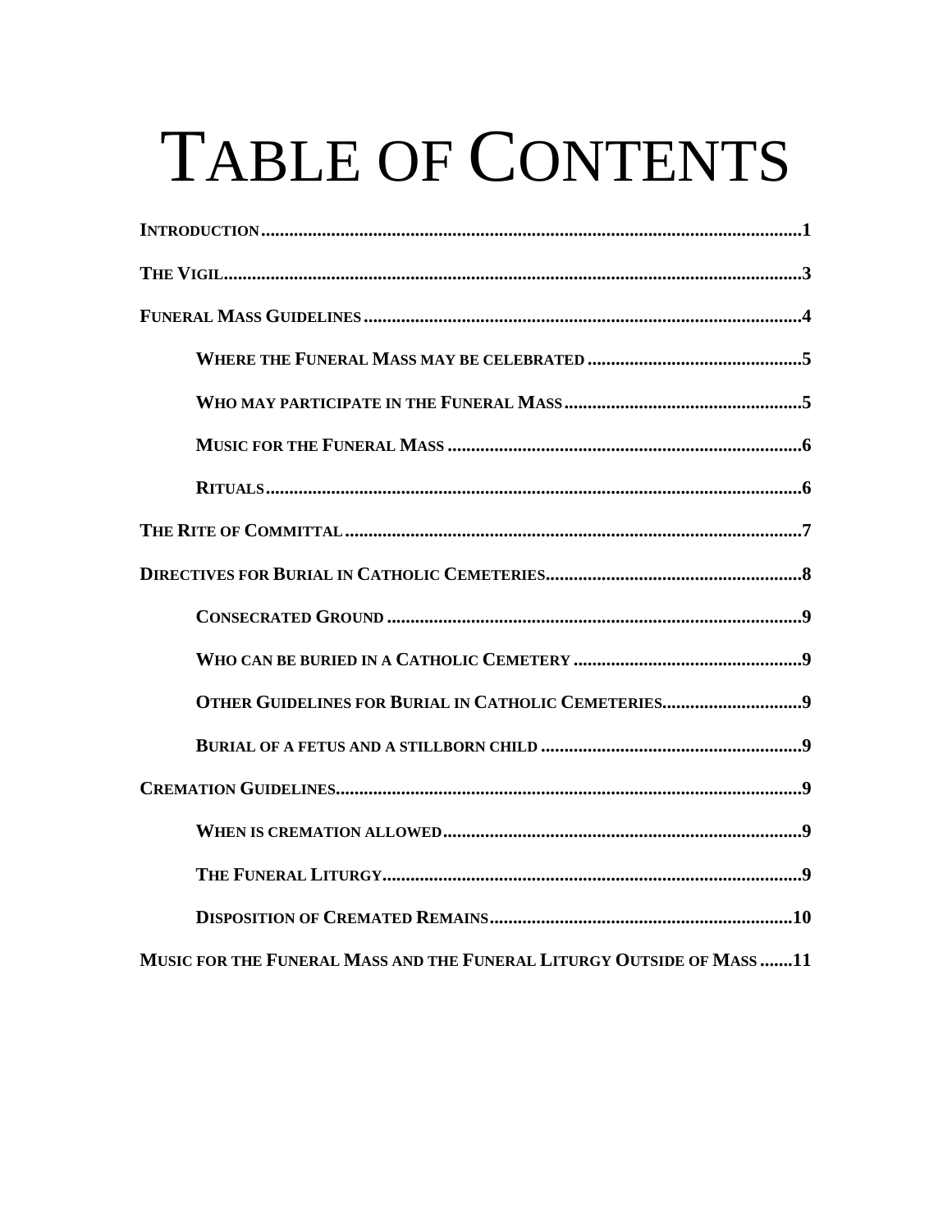# Table of Contents

**Introduction** ........ **1**

**The Vigil** ........ **3**

**Funeral Mass Guidelines** ........ **4**

- **Where the Funeral Mass may be celebrated** ........ **5**
- **Who may participate in the Funeral Mass** ........ **5**
- **Music for the Funeral Mass** ........ **6**
- **Rituals** ........ **6**

**The Rite of Committal** ........ **7**

**Directives for Burial in Catholic Cemeteries** ........ **8**

- **Consecrated Ground** ........ **9**
- **Who can be buried in a Catholic Cemetery** ........ **9**
- **Other Guidelines for Burial in Catholic Cemeteries** ........ **9**
- **Burial of a fetus and a stillborn child** ........ **9**

**Cremation Guidelines** ........ **9**

- **When is cremation allowed** ........ **9**
- **The Funeral Liturgy** ........ **9**
- **Disposition of Cremated Remains** ........ **10**

**Music for the Funeral Mass and the Funeral Liturgy Outside of Mass** ........ **11**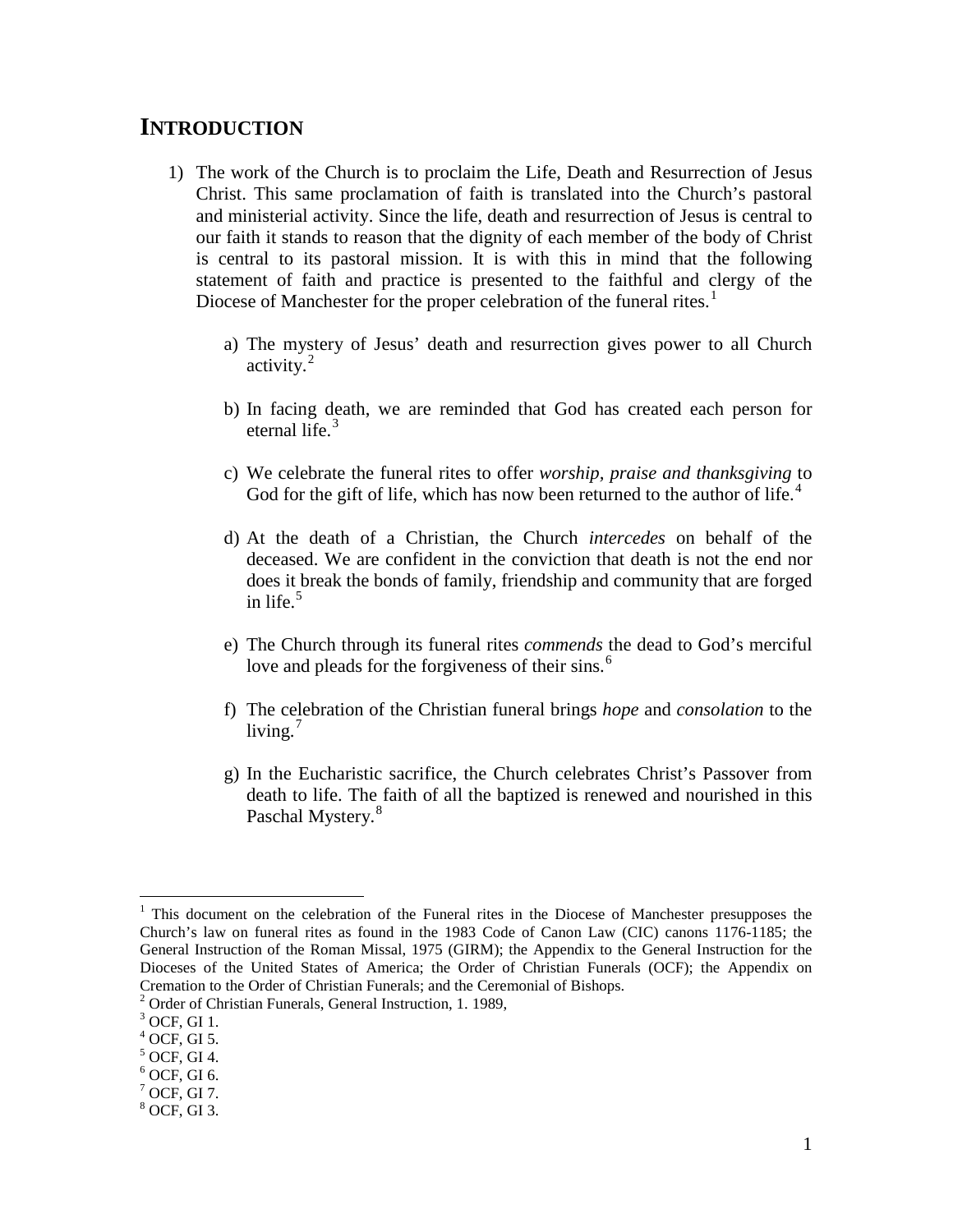# INTRODUCTION

1) The work of the Church is to proclaim the Life, Death and Resurrection of Jesus Christ. This same proclamation of faith is translated into the Church's pastoral and ministerial activity. Since the life, death and resurrection of Jesus is central to our faith it stands to reason that the dignity of each member of the body of Christ is central to its pastoral mission. It is with this in mind that the following statement of faith and practice is presented to the faithful and clergy of the Diocese of Manchester for the proper celebration of the funeral rites.[1]

   a) The mystery of Jesus' death and resurrection gives power to all Church activity.[2]

   b) In facing death, we are reminded that God has created each person for eternal life.[3]

   c) We celebrate the funeral rites to offer *worship, praise and thanksgiving* to God for the gift of life, which has now been returned to the author of life.[4]

   d) At the death of a Christian, the Church *intercedes* on behalf of the deceased. We are confident in the conviction that death is not the end nor does it break the bonds of family, friendship and community that are forged in life.[5]

   e) The Church through its funeral rites *commends* the dead to God's merciful love and pleads for the forgiveness of their sins.[6]

   f) The celebration of the Christian funeral brings *hope* and *consolation* to the living.[7]

   g) In the Eucharistic sacrifice, the Church celebrates Christ's Passover from death to life. The faith of all the baptized is renewed and nourished in this Paschal Mystery.[8]

---

[1] This document on the celebration of the Funeral rites in the Diocese of Manchester presupposes the Church's law on funeral rites as found in the 1983 Code of Canon Law (CIC) canons 1176-1185; the General Instruction of the Roman Missal, 1975 (GIRM); the Appendix to the General Instruction for the Dioceses of the United States of America; the Order of Christian Funerals (OCF); the Appendix on Cremation to the Order of Christian Funerals; and the Ceremonial of Bishops.

[2] Order of Christian Funerals, General Instruction, 1. 1989,

[3] OCF, GI 1.

[4] OCF, GI 5.

[5] OCF, GI 4.

[6] OCF, GI 6.

[7] OCF, GI 7.

[8] OCF, GI 3.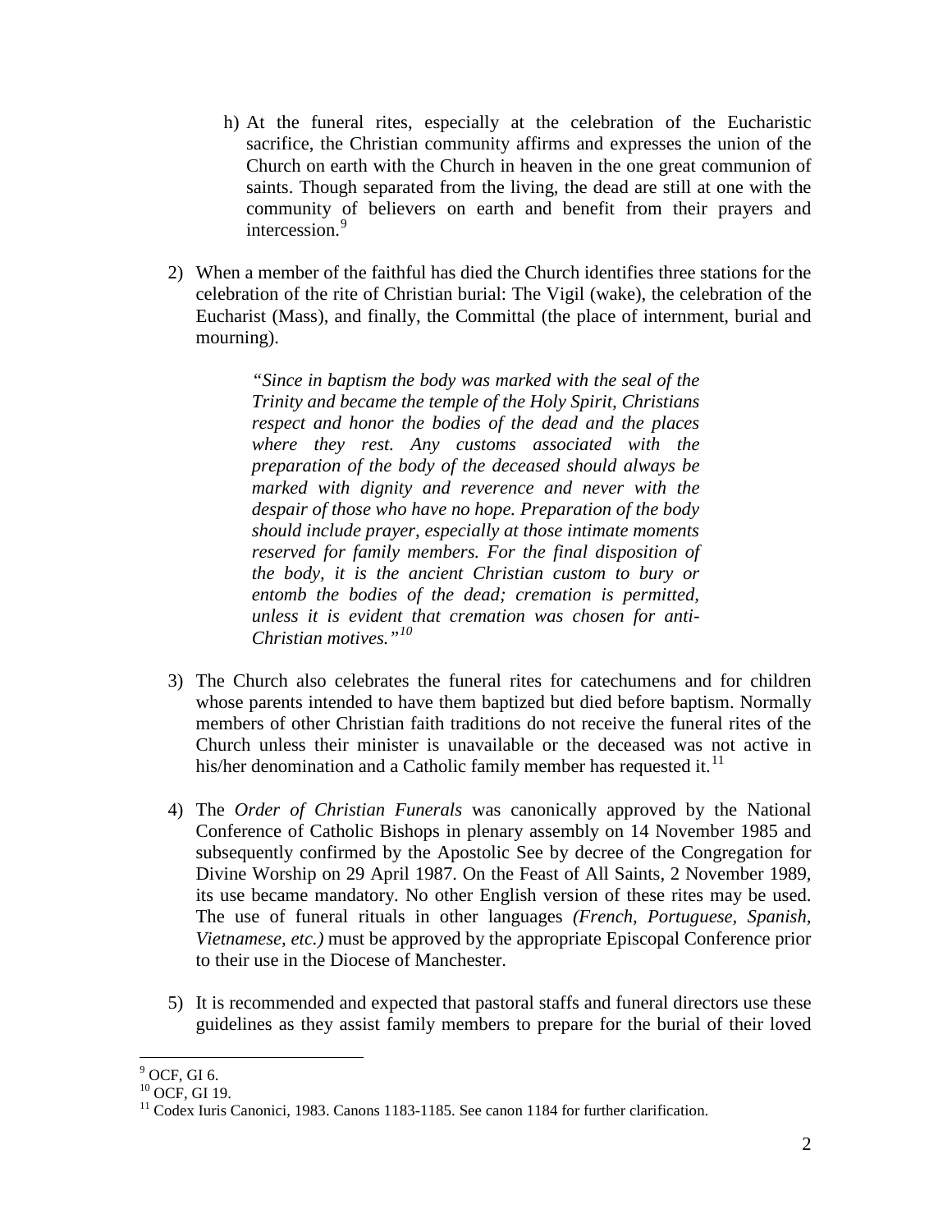h) At the funeral rites, especially at the celebration of the Eucharistic sacrifice, the Christian community affirms and expresses the union of the Church on earth with the Church in heaven in the one great communion of saints. Though separated from the living, the dead are still at one with the community of believers on earth and benefit from their prayers and intercession.[9]

2) When a member of the faithful has died the Church identifies three stations for the celebration of the rite of Christian burial: The Vigil (wake), the celebration of the Eucharist (Mass), and finally, the Committal (the place of internment, burial and mourning).

> *"Since in baptism the body was marked with the seal of the Trinity and became the temple of the Holy Spirit, Christians respect and honor the bodies of the dead and the places where they rest. Any customs associated with the preparation of the body of the deceased should always be marked with dignity and reverence and never with the despair of those who have no hope. Preparation of the body should include prayer, especially at those intimate moments reserved for family members. For the final disposition of the body, it is the ancient Christian custom to bury or entomb the bodies of the dead; cremation is permitted, unless it is evident that cremation was chosen for anti-Christian motives."*[10]

3) The Church also celebrates the funeral rites for catechumens and for children whose parents intended to have them baptized but died before baptism. Normally members of other Christian faith traditions do not receive the funeral rites of the Church unless their minister is unavailable or the deceased was not active in his/her denomination and a Catholic family member has requested it.[11]

4) The *Order of Christian Funerals* was canonically approved by the National Conference of Catholic Bishops in plenary assembly on 14 November 1985 and subsequently confirmed by the Apostolic See by decree of the Congregation for Divine Worship on 29 April 1987. On the Feast of All Saints, 2 November 1989, its use became mandatory. No other English version of these rites may be used. The use of funeral rituals in other languages *(French, Portuguese, Spanish, Vietnamese, etc.)* must be approved by the appropriate Episcopal Conference prior to their use in the Diocese of Manchester.

5) It is recommended and expected that pastoral staffs and funeral directors use these guidelines as they assist family members to prepare for the burial of their loved

---

[9] OCF, GI 6.

[10] OCF, GI 19.

[11] Codex Iuris Canonici, 1983. Canons 1183-1185. See canon 1184 for further clarification.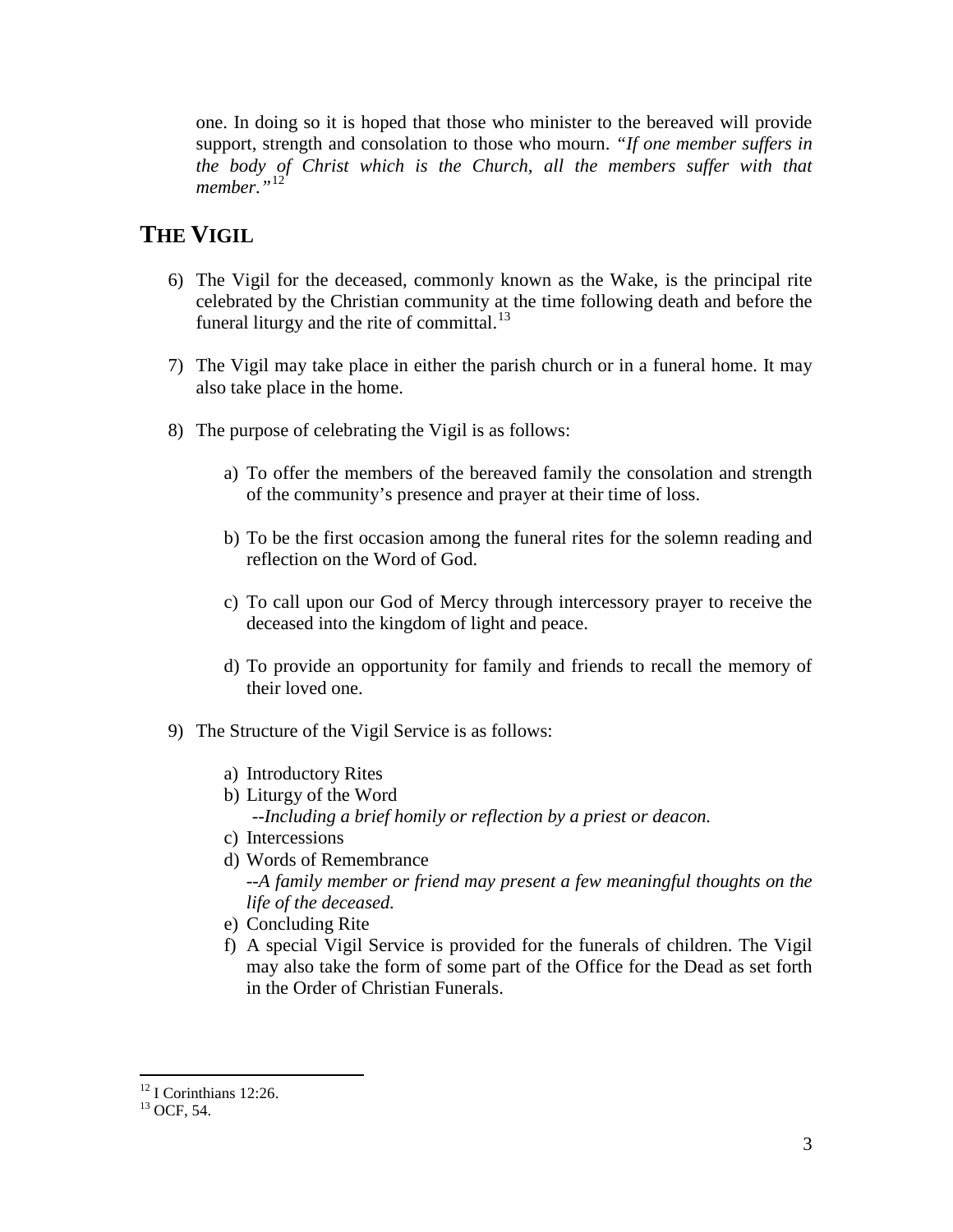one. In doing so it is hoped that those who minister to the bereaved will provide support, strength and consolation to those who mourn. *"If one member suffers in the body of Christ which is the Church, all the members suffer with that member."*[12]

## THE VIGIL

6) The Vigil for the deceased, commonly known as the Wake, is the principal rite celebrated by the Christian community at the time following death and before the funeral liturgy and the rite of committal.[13]

7) The Vigil may take place in either the parish church or in a funeral home. It may also take place in the home.

8) The purpose of celebrating the Vigil is as follows:

    a) To offer the members of the bereaved family the consolation and strength of the community's presence and prayer at their time of loss.

    b) To be the first occasion among the funeral rites for the solemn reading and reflection on the Word of God.

    c) To call upon our God of Mercy through intercessory prayer to receive the deceased into the kingdom of light and peace.

    d) To provide an opportunity for family and friends to recall the memory of their loved one.

9) The Structure of the Vigil Service is as follows:

    a) Introductory Rites
    b) Liturgy of the Word
       *--Including a brief homily or reflection by a priest or deacon.*
    c) Intercessions
    d) Words of Remembrance
       *--A family member or friend may present a few meaningful thoughts on the life of the deceased.*
    e) Concluding Rite
    f) A special Vigil Service is provided for the funerals of children. The Vigil may also take the form of some part of the Office for the Dead as set forth in the Order of Christian Funerals.

---

[12] I Corinthians 12:26.
[13] OCF, 54.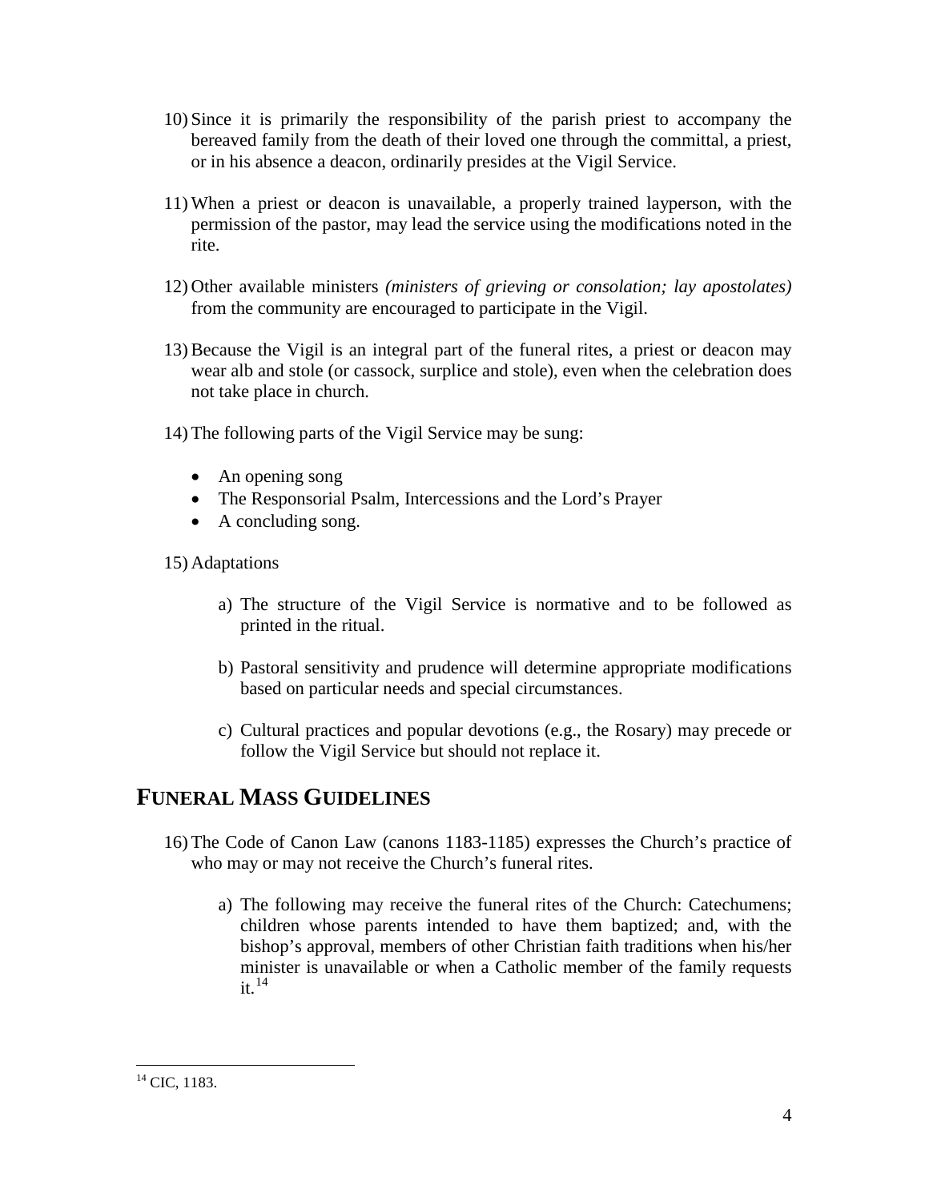10) Since it is primarily the responsibility of the parish priest to accompany the bereaved family from the death of their loved one through the committal, a priest, or in his absence a deacon, ordinarily presides at the Vigil Service.

11) When a priest or deacon is unavailable, a properly trained layperson, with the permission of the pastor, may lead the service using the modifications noted in the rite.

12) Other available ministers *(ministers of grieving or consolation; lay apostolates)* from the community are encouraged to participate in the Vigil.

13) Because the Vigil is an integral part of the funeral rites, a priest or deacon may wear alb and stole (or cassock, surplice and stole), even when the celebration does not take place in church.

14) The following parts of the Vigil Service may be sung:

- An opening song
- The Responsorial Psalm, Intercessions and the Lord's Prayer
- A concluding song.

15) Adaptations

   a) The structure of the Vigil Service is normative and to be followed as printed in the ritual.

   b) Pastoral sensitivity and prudence will determine appropriate modifications based on particular needs and special circumstances.

   c) Cultural practices and popular devotions (e.g., the Rosary) may precede or follow the Vigil Service but should not replace it.

## FUNERAL MASS GUIDELINES

16) The Code of Canon Law (canons 1183-1185) expresses the Church's practice of who may or may not receive the Church's funeral rites.

   a) The following may receive the funeral rites of the Church: Catechumens; children whose parents intended to have them baptized; and, with the bishop's approval, members of other Christian faith traditions when his/her minister is unavailable or when a Catholic member of the family requests it.[14]

---

[14] CIC, 1183.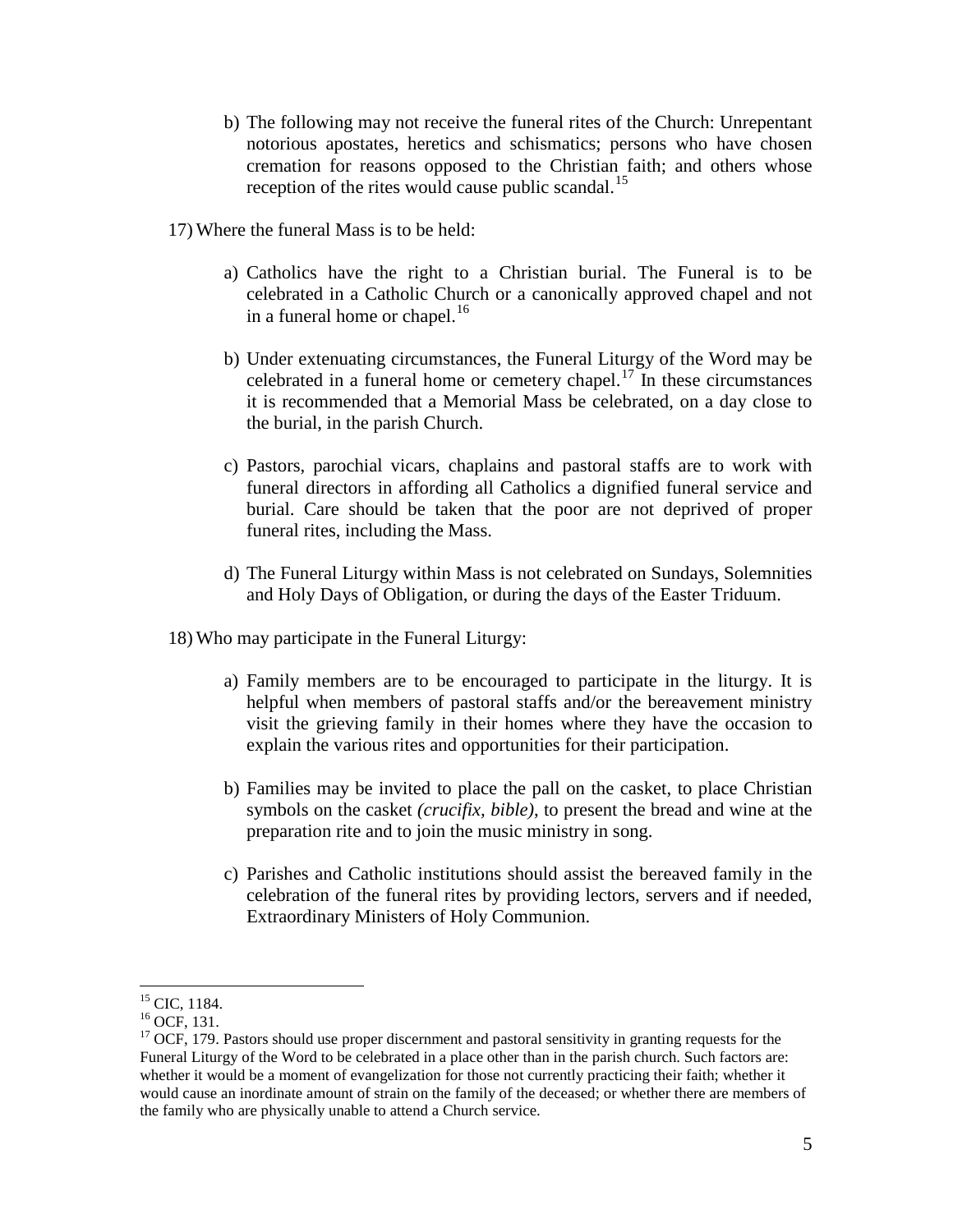b) The following may not receive the funeral rites of the Church: Unrepentant notorious apostates, heretics and schismatics; persons who have chosen cremation for reasons opposed to the Christian faith; and others whose reception of the rites would cause public scandal.[15]

17) Where the funeral Mass is to be held:

a) Catholics have the right to a Christian burial. The Funeral is to be celebrated in a Catholic Church or a canonically approved chapel and not in a funeral home or chapel.[16]

b) Under extenuating circumstances, the Funeral Liturgy of the Word may be celebrated in a funeral home or cemetery chapel.[17] In these circumstances it is recommended that a Memorial Mass be celebrated, on a day close to the burial, in the parish Church.

c) Pastors, parochial vicars, chaplains and pastoral staffs are to work with funeral directors in affording all Catholics a dignified funeral service and burial. Care should be taken that the poor are not deprived of proper funeral rites, including the Mass.

d) The Funeral Liturgy within Mass is not celebrated on Sundays, Solemnities and Holy Days of Obligation, or during the days of the Easter Triduum.

18) Who may participate in the Funeral Liturgy:

a) Family members are to be encouraged to participate in the liturgy. It is helpful when members of pastoral staffs and/or the bereavement ministry visit the grieving family in their homes where they have the occasion to explain the various rites and opportunities for their participation.

b) Families may be invited to place the pall on the casket, to place Christian symbols on the casket *(crucifix, bible)*, to present the bread and wine at the preparation rite and to join the music ministry in song.

c) Parishes and Catholic institutions should assist the bereaved family in the celebration of the funeral rites by providing lectors, servers and if needed, Extraordinary Ministers of Holy Communion.

---

[15] CIC, 1184.

[16] OCF, 131.

[17] OCF, 179. Pastors should use proper discernment and pastoral sensitivity in granting requests for the Funeral Liturgy of the Word to be celebrated in a place other than in the parish church. Such factors are: whether it would be a moment of evangelization for those not currently practicing their faith; whether it would cause an inordinate amount of strain on the family of the deceased; or whether there are members of the family who are physically unable to attend a Church service.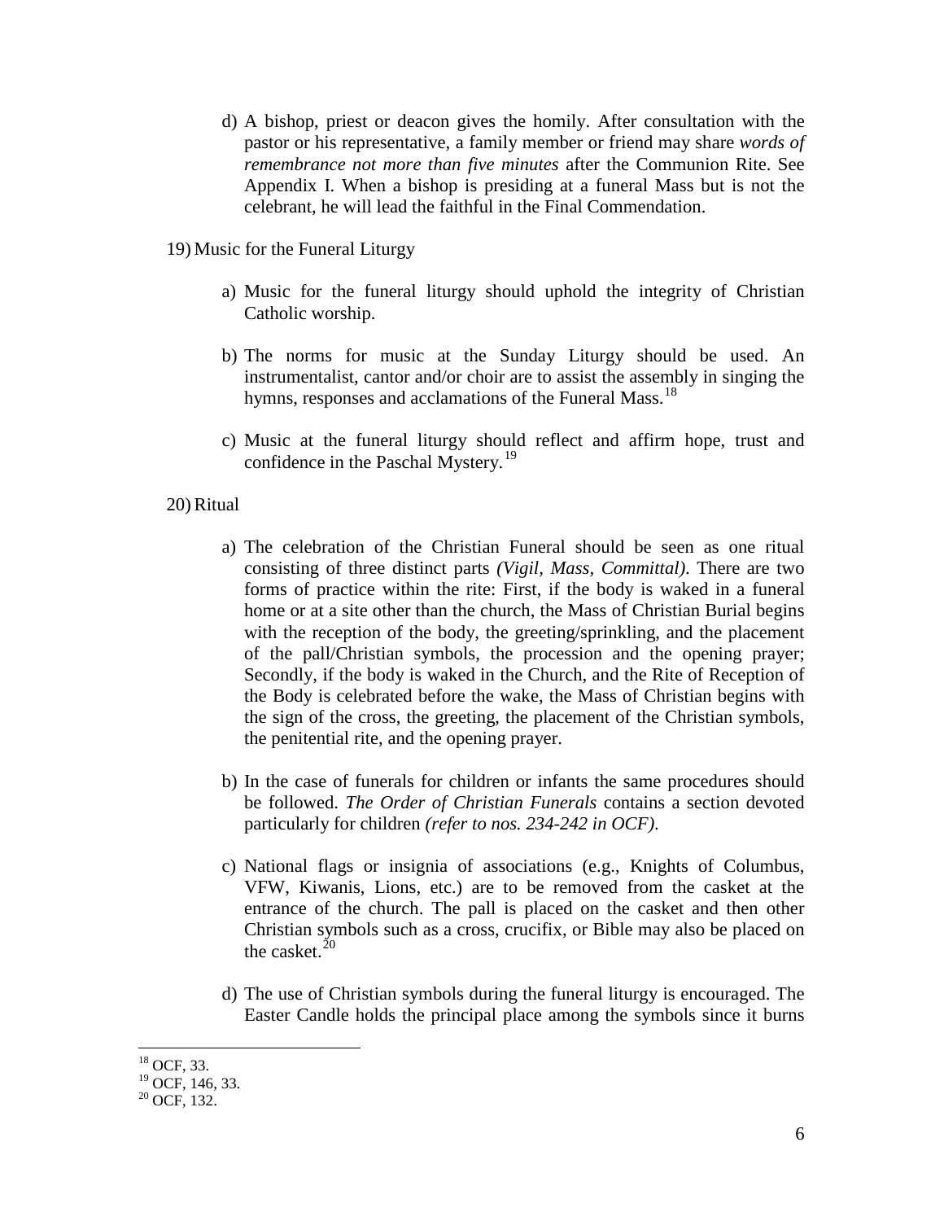d) A bishop, priest or deacon gives the homily. After consultation with the pastor or his representative, a family member or friend may share *words of remembrance not more than five minutes* after the Communion Rite. See Appendix I. When a bishop is presiding at a funeral Mass but is not the celebrant, he will lead the faithful in the Final Commendation.

19) Music for the Funeral Liturgy

a) Music for the funeral liturgy should uphold the integrity of Christian Catholic worship.

b) The norms for music at the Sunday Liturgy should be used. An instrumentalist, cantor and/or choir are to assist the assembly in singing the hymns, responses and acclamations of the Funeral Mass.[18]

c) Music at the funeral liturgy should reflect and affirm hope, trust and confidence in the Paschal Mystery.[19]

20) Ritual

a) The celebration of the Christian Funeral should be seen as one ritual consisting of three distinct parts *(Vigil, Mass, Committal)*. There are two forms of practice within the rite: First, if the body is waked in a funeral home or at a site other than the church, the Mass of Christian Burial begins with the reception of the body, the greeting/sprinkling, and the placement of the pall/Christian symbols, the procession and the opening prayer; Secondly, if the body is waked in the Church, and the Rite of Reception of the Body is celebrated before the wake, the Mass of Christian begins with the sign of the cross, the greeting, the placement of the Christian symbols, the penitential rite, and the opening prayer.

b) In the case of funerals for children or infants the same procedures should be followed. *The Order of Christian Funerals* contains a section devoted particularly for children *(refer to nos. 234-242 in OCF)*.

c) National flags or insignia of associations (e.g., Knights of Columbus, VFW, Kiwanis, Lions, etc.) are to be removed from the casket at the entrance of the church. The pall is placed on the casket and then other Christian symbols such as a cross, crucifix, or Bible may also be placed on the casket.[20]

d) The use of Christian symbols during the funeral liturgy is encouraged. The Easter Candle holds the principal place among the symbols since it burns

---

[18] OCF, 33.
[19] OCF, 146, 33.
[20] OCF, 132.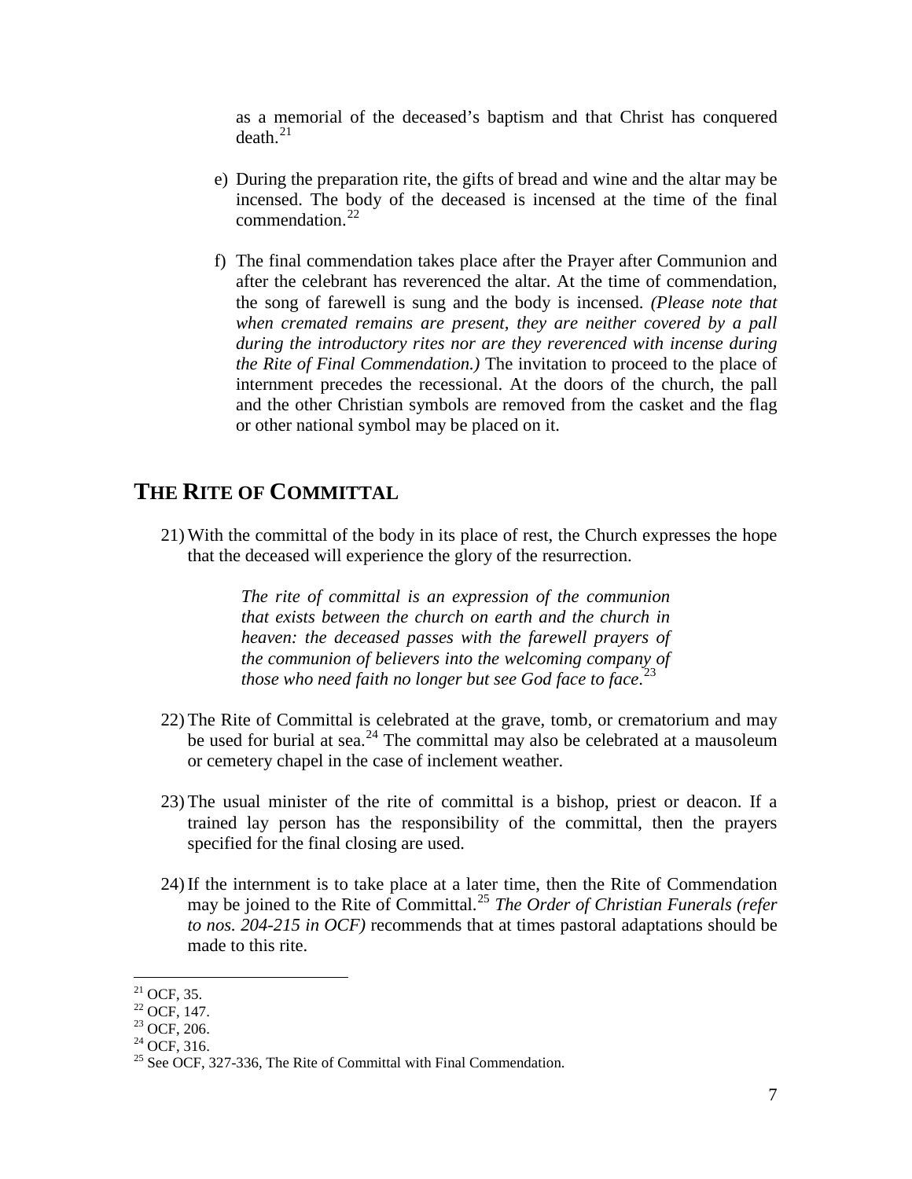as a memorial of the deceased's baptism and that Christ has conquered death.[21]

e) During the preparation rite, the gifts of bread and wine and the altar may be incensed. The body of the deceased is incensed at the time of the final commendation.[22]

f) The final commendation takes place after the Prayer after Communion and after the celebrant has reverenced the altar. At the time of commendation, the song of farewell is sung and the body is incensed. *(Please note that when cremated remains are present, they are neither covered by a pall during the introductory rites nor are they reverenced with incense during the Rite of Final Commendation.)* The invitation to proceed to the place of internment precedes the recessional. At the doors of the church, the pall and the other Christian symbols are removed from the casket and the flag or other national symbol may be placed on it.

## THE RITE OF COMMITTAL

21) With the committal of the body in its place of rest, the Church expresses the hope that the deceased will experience the glory of the resurrection.

> *The rite of committal is an expression of the communion that exists between the church on earth and the church in heaven: the deceased passes with the farewell prayers of the communion of believers into the welcoming company of those who need faith no longer but see God face to face.*[23]

22) The Rite of Committal is celebrated at the grave, tomb, or crematorium and may be used for burial at sea.[24] The committal may also be celebrated at a mausoleum or cemetery chapel in the case of inclement weather.

23) The usual minister of the rite of committal is a bishop, priest or deacon. If a trained lay person has the responsibility of the committal, then the prayers specified for the final closing are used.

24) If the internment is to take place at a later time, then the Rite of Commendation may be joined to the Rite of Committal.[25] *The Order of Christian Funerals (refer to nos. 204-215 in OCF)* recommends that at times pastoral adaptations should be made to this rite.

---

[21] OCF, 35.
[22] OCF, 147.
[23] OCF, 206.
[24] OCF, 316.
[25] See OCF, 327-336, The Rite of Committal with Final Commendation.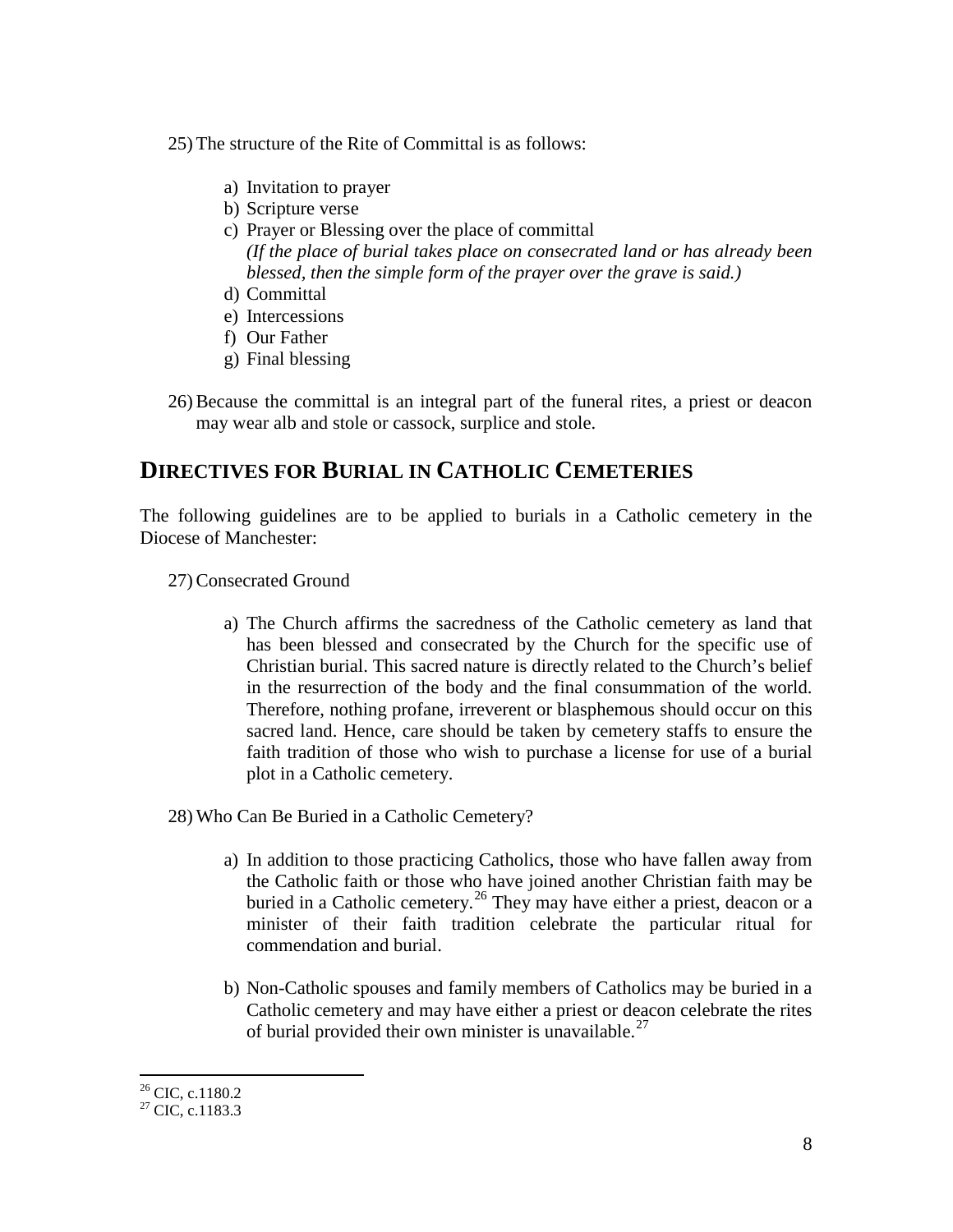25) The structure of the Rite of Committal is as follows:

   a) Invitation to prayer
   b) Scripture verse
   c) Prayer or Blessing over the place of committal
      *(If the place of burial takes place on consecrated land or has already been blessed, then the simple form of the prayer over the grave is said.)*
   d) Committal
   e) Intercessions
   f) Our Father
   g) Final blessing

26) Because the committal is an integral part of the funeral rites, a priest or deacon may wear alb and stole or cassock, surplice and stole.

## DIRECTIVES FOR BURIAL IN CATHOLIC CEMETERIES

The following guidelines are to be applied to burials in a Catholic cemetery in the Diocese of Manchester:

27) Consecrated Ground

   a) The Church affirms the sacredness of the Catholic cemetery as land that has been blessed and consecrated by the Church for the specific use of Christian burial. This sacred nature is directly related to the Church's belief in the resurrection of the body and the final consummation of the world. Therefore, nothing profane, irreverent or blasphemous should occur on this sacred land. Hence, care should be taken by cemetery staffs to ensure the faith tradition of those who wish to purchase a license for use of a burial plot in a Catholic cemetery.

28) Who Can Be Buried in a Catholic Cemetery?

   a) In addition to those practicing Catholics, those who have fallen away from the Catholic faith or those who have joined another Christian faith may be buried in a Catholic cemetery.[26] They may have either a priest, deacon or a minister of their faith tradition celebrate the particular ritual for commendation and burial.

   b) Non-Catholic spouses and family members of Catholics may be buried in a Catholic cemetery and may have either a priest or deacon celebrate the rites of burial provided their own minister is unavailable.[27]

---

[26] CIC, c.1180.2
[27] CIC, c.1183.3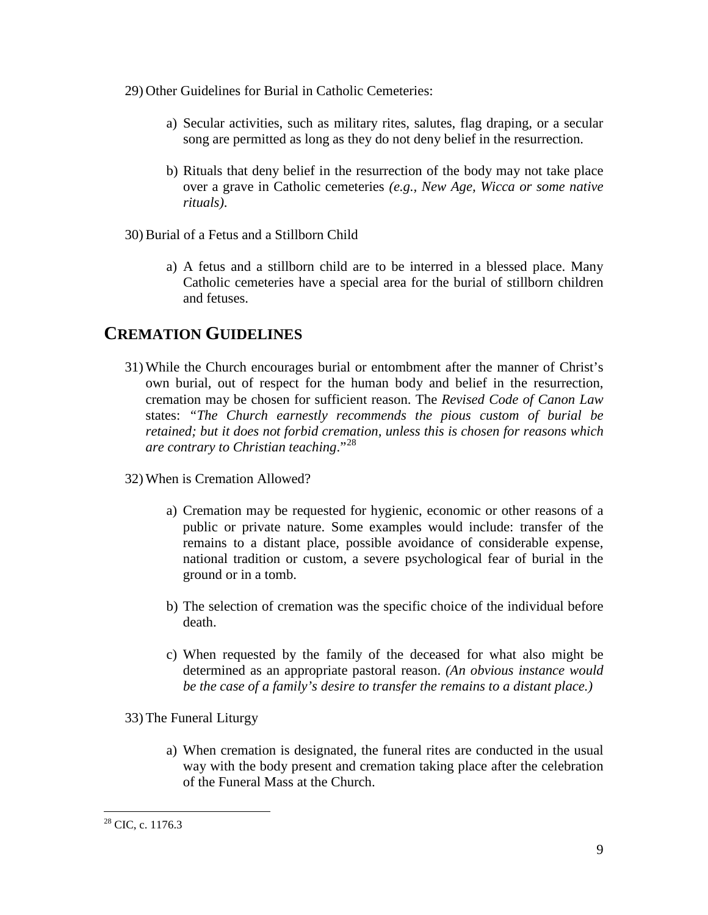29) Other Guidelines for Burial in Catholic Cemeteries:

   a) Secular activities, such as military rites, salutes, flag draping, or a secular song are permitted as long as they do not deny belief in the resurrection.

   b) Rituals that deny belief in the resurrection of the body may not take place over a grave in Catholic cemeteries *(e.g., New Age, Wicca or some native rituals).*

30) Burial of a Fetus and a Stillborn Child

   a) A fetus and a stillborn child are to be interred in a blessed place. Many Catholic cemeteries have a special area for the burial of stillborn children and fetuses.

## CREMATION GUIDELINES

31) While the Church encourages burial or entombment after the manner of Christ's own burial, out of respect for the human body and belief in the resurrection, cremation may be chosen for sufficient reason. The *Revised Code of Canon Law* states: "*The Church earnestly recommends the pious custom of burial be retained; but it does not forbid cremation, unless this is chosen for reasons which are contrary to Christian teaching*."[28]

32) When is Cremation Allowed?

   a) Cremation may be requested for hygienic, economic or other reasons of a public or private nature. Some examples would include: transfer of the remains to a distant place, possible avoidance of considerable expense, national tradition or custom, a severe psychological fear of burial in the ground or in a tomb.

   b) The selection of cremation was the specific choice of the individual before death.

   c) When requested by the family of the deceased for what also might be determined as an appropriate pastoral reason. *(An obvious instance would be the case of a family's desire to transfer the remains to a distant place.)*

33) The Funeral Liturgy

   a) When cremation is designated, the funeral rites are conducted in the usual way with the body present and cremation taking place after the celebration of the Funeral Mass at the Church.

[28] CIC, c. 1176.3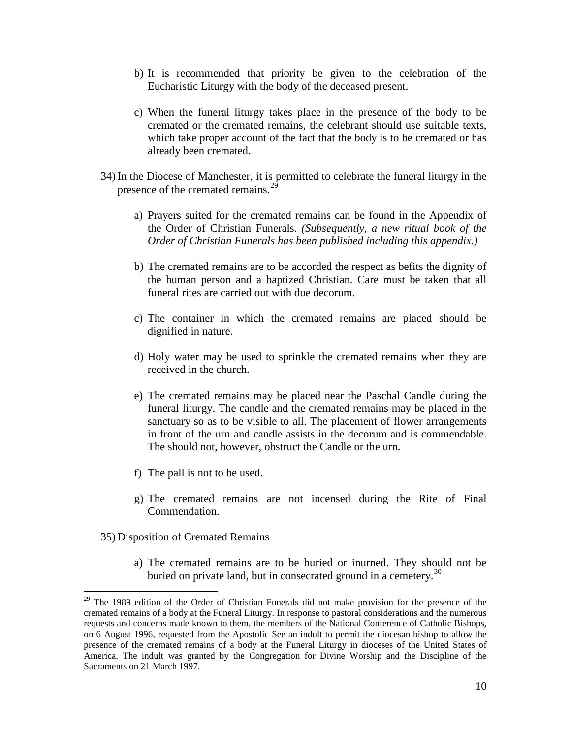b) It is recommended that priority be given to the celebration of the Eucharistic Liturgy with the body of the deceased present.

c) When the funeral liturgy takes place in the presence of the body to be cremated or the cremated remains, the celebrant should use suitable texts, which take proper account of the fact that the body is to be cremated or has already been cremated.

34) In the Diocese of Manchester, it is permitted to celebrate the funeral liturgy in the presence of the cremated remains.[29]

a) Prayers suited for the cremated remains can be found in the Appendix of the Order of Christian Funerals. *(Subsequently, a new ritual book of the Order of Christian Funerals has been published including this appendix.)*

b) The cremated remains are to be accorded the respect as befits the dignity of the human person and a baptized Christian. Care must be taken that all funeral rites are carried out with due decorum.

c) The container in which the cremated remains are placed should be dignified in nature.

d) Holy water may be used to sprinkle the cremated remains when they are received in the church.

e) The cremated remains may be placed near the Paschal Candle during the funeral liturgy. The candle and the cremated remains may be placed in the sanctuary so as to be visible to all. The placement of flower arrangements in front of the urn and candle assists in the decorum and is commendable. The should not, however, obstruct the Candle or the urn.

f) The pall is not to be used.

g) The cremated remains are not incensed during the Rite of Final Commendation.

35) Disposition of Cremated Remains

a) The cremated remains are to be buried or inurned. They should not be buried on private land, but in consecrated ground in a cemetery.[30]

---

[29] The 1989 edition of the Order of Christian Funerals did not make provision for the presence of the cremated remains of a body at the Funeral Liturgy. In response to pastoral considerations and the numerous requests and concerns made known to them, the members of the National Conference of Catholic Bishops, on 6 August 1996, requested from the Apostolic See an indult to permit the diocesan bishop to allow the presence of the cremated remains of a body at the Funeral Liturgy in dioceses of the United States of America. The indult was granted by the Congregation for Divine Worship and the Discipline of the Sacraments on 21 March 1997.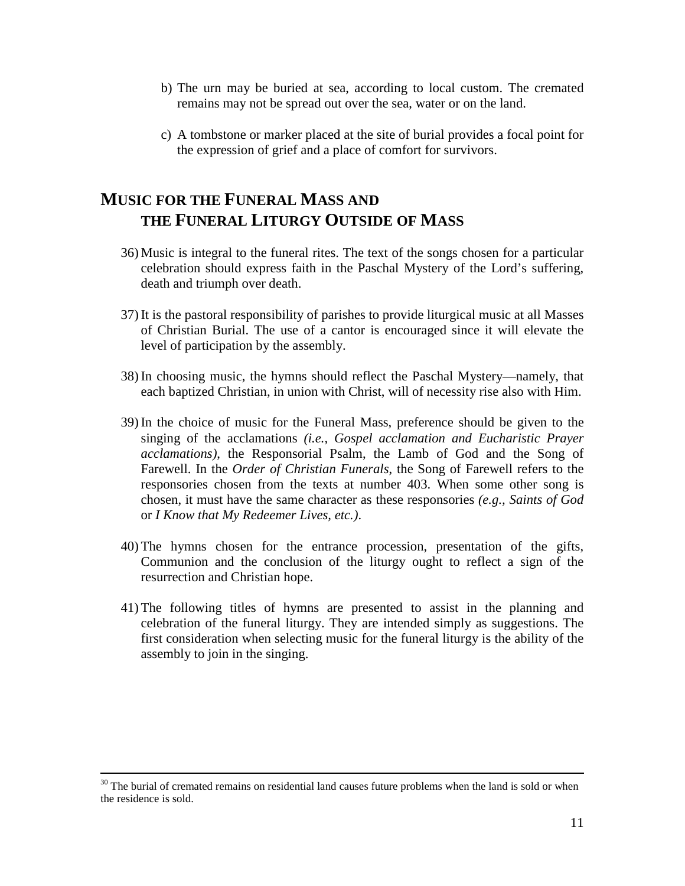b) The urn may be buried at sea, according to local custom. The cremated remains may not be spread out over the sea, water or on the land.

c) A tombstone or marker placed at the site of burial provides a focal point for the expression of grief and a place of comfort for survivors.

## MUSIC FOR THE FUNERAL MASS AND THE FUNERAL LITURGY OUTSIDE OF MASS

36) Music is integral to the funeral rites. The text of the songs chosen for a particular celebration should express faith in the Paschal Mystery of the Lord's suffering, death and triumph over death.

37) It is the pastoral responsibility of parishes to provide liturgical music at all Masses of Christian Burial. The use of a cantor is encouraged since it will elevate the level of participation by the assembly.

38) In choosing music, the hymns should reflect the Paschal Mystery—namely, that each baptized Christian, in union with Christ, will of necessity rise also with Him.

39) In the choice of music for the Funeral Mass, preference should be given to the singing of the acclamations *(i.e., Gospel acclamation and Eucharistic Prayer acclamations)*, the Responsorial Psalm, the Lamb of God and the Song of Farewell. In the *Order of Christian Funerals*, the Song of Farewell refers to the responsories chosen from the texts at number 403. When some other song is chosen, it must have the same character as these responsories *(e.g., Saints of God* or *I Know that My Redeemer Lives, etc.)*.

40) The hymns chosen for the entrance procession, presentation of the gifts, Communion and the conclusion of the liturgy ought to reflect a sign of the resurrection and Christian hope.

41) The following titles of hymns are presented to assist in the planning and celebration of the funeral liturgy. They are intended simply as suggestions. The first consideration when selecting music for the funeral liturgy is the ability of the assembly to join in the singing.

[30] The burial of cremated remains on residential land causes future problems when the land is sold or when the residence is sold.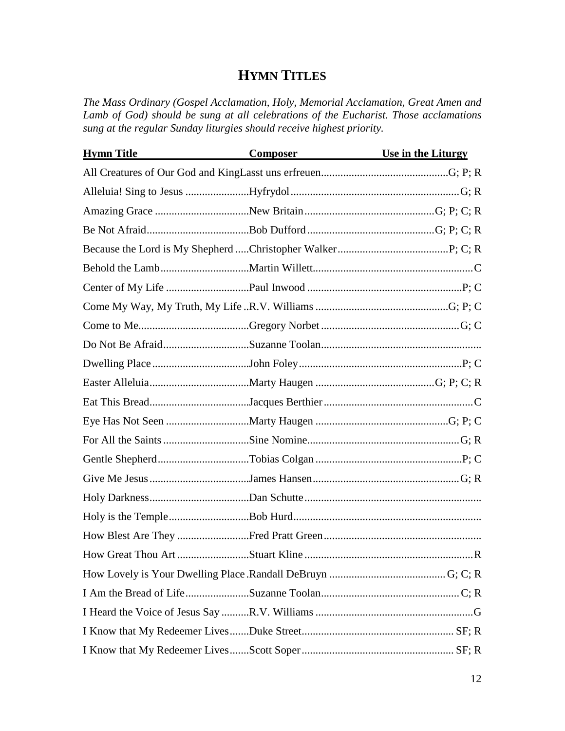# HYMN TITLES

*The Mass Ordinary (Gospel Acclamation, Holy, Memorial Acclamation, Great Amen and Lamb of God) should be sung at all celebrations of the Eucharist. Those acclamations sung at the regular Sunday liturgies should receive highest priority.*

| Hymn Title | Composer | Use in the Liturgy |
|---|---|---|
| All Creatures of Our God and King | Lasst uns erfreuen | G; P; R |
| Alleluia! Sing to Jesus | Hyfrydol | G; R |
| Amazing Grace | New Britain | G; P; C; R |
| Be Not Afraid | Bob Dufford | G; P; C; R |
| Because the Lord is My Shepherd | Christopher Walker | P; C; R |
| Behold the Lamb | Martin Willett | C |
| Center of My Life | Paul Inwood | P; C |
| Come My Way, My Truth, My Life | R.V. Williams | G; P; C |
| Come to Me | Gregory Norbet | G; C |
| Do Not Be Afraid | Suzanne Toolan | |
| Dwelling Place | John Foley | P; C |
| Easter Alleluia | Marty Haugen | G; P; C; R |
| Eat This Bread | Jacques Berthier | C |
| Eye Has Not Seen | Marty Haugen | G; P; C |
| For All the Saints | Sine Nomine | G; R |
| Gentle Shepherd | Tobias Colgan | P; C |
| Give Me Jesus | James Hansen | G; R |
| Holy Darkness | Dan Schutte | |
| Holy is the Temple | Bob Hurd | |
| How Blest Are They | Fred Pratt Green | |
| How Great Thou Art | Stuart Kline | R |
| How Lovely is Your Dwelling Place | Randall DeBruyn | G; C; R |
| I Am the Bread of Life | Suzanne Toolan | C; R |
| I Heard the Voice of Jesus Say | R.V. Williams | G |
| I Know that My Redeemer Lives | Duke Street | SF; R |
| I Know that My Redeemer Lives | Scott Soper | SF; R |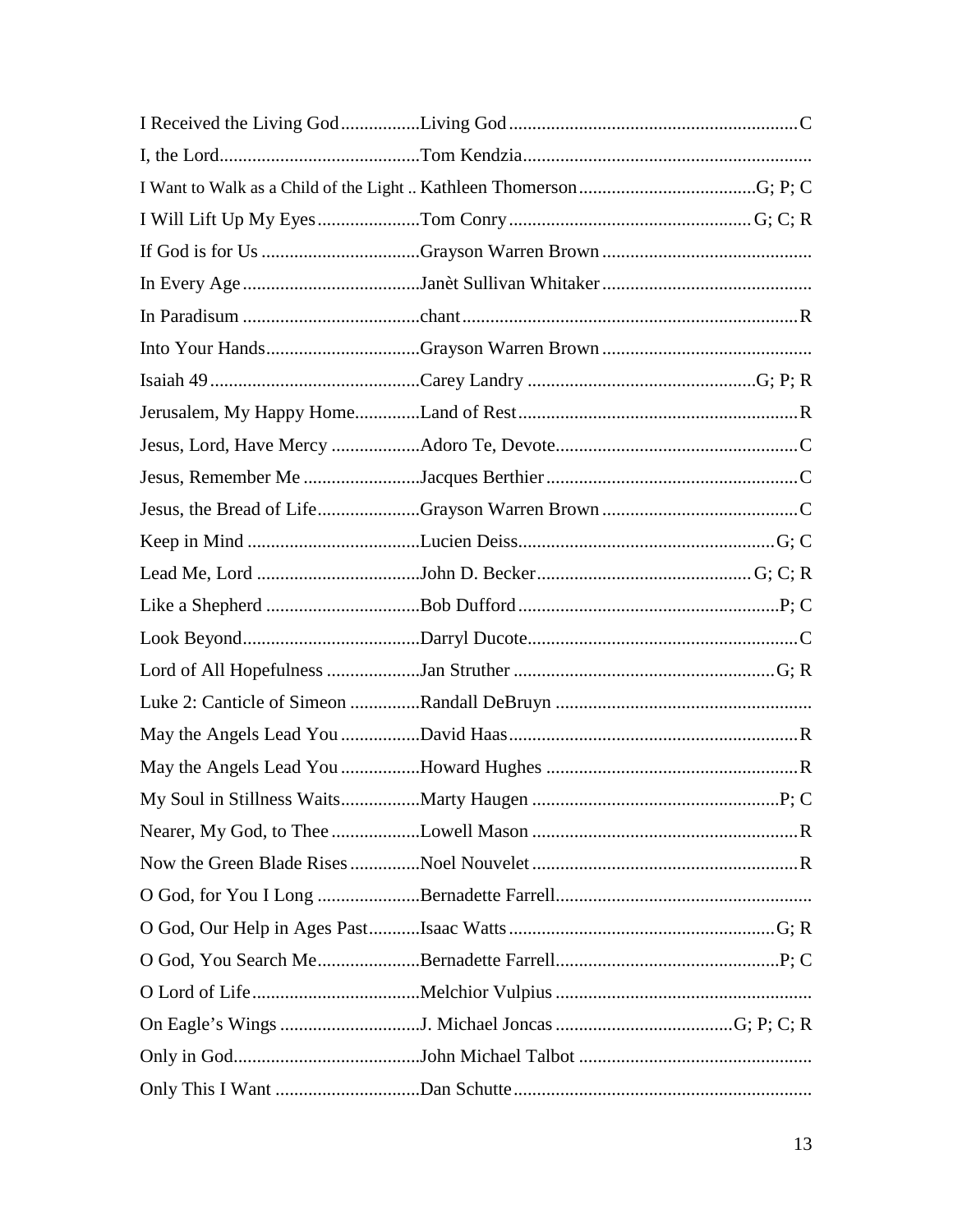| | | |
|---|---|---|
| I Received the Living God | Living God | C |
| I, the Lord | Tom Kendzia | |
| I Want to Walk as a Child of the Light | Kathleen Thomerson | G; P; C |
| I Will Lift Up My Eyes | Tom Conry | G; C; R |
| If God is for Us | Grayson Warren Brown | |
| In Every Age | Janèt Sullivan Whitaker | |
| In Paradisum | chant | R |
| Into Your Hands | Grayson Warren Brown | |
| Isaiah 49 | Carey Landry | G; P; R |
| Jerusalem, My Happy Home | Land of Rest | R |
| Jesus, Lord, Have Mercy | Adoro Te, Devote | C |
| Jesus, Remember Me | Jacques Berthier | C |
| Jesus, the Bread of Life | Grayson Warren Brown | C |
| Keep in Mind | Lucien Deiss | G; C |
| Lead Me, Lord | John D. Becker | G; C; R |
| Like a Shepherd | Bob Dufford | P; C |
| Look Beyond | Darryl Ducote | C |
| Lord of All Hopefulness | Jan Struther | G; R |
| Luke 2: Canticle of Simeon | Randall DeBruyn | |
| May the Angels Lead You | David Haas | R |
| May the Angels Lead You | Howard Hughes | R |
| My Soul in Stillness Waits | Marty Haugen | P; C |
| Nearer, My God, to Thee | Lowell Mason | R |
| Now the Green Blade Rises | Noel Nouvelet | R |
| O God, for You I Long | Bernadette Farrell | |
| O God, Our Help in Ages Past | Isaac Watts | G; R |
| O God, You Search Me | Bernadette Farrell | P; C |
| O Lord of Life | Melchior Vulpius | |
| On Eagle's Wings | J. Michael Joncas | G; P; C; R |
| Only in God | John Michael Talbot | |
| Only This I Want | Dan Schutte | |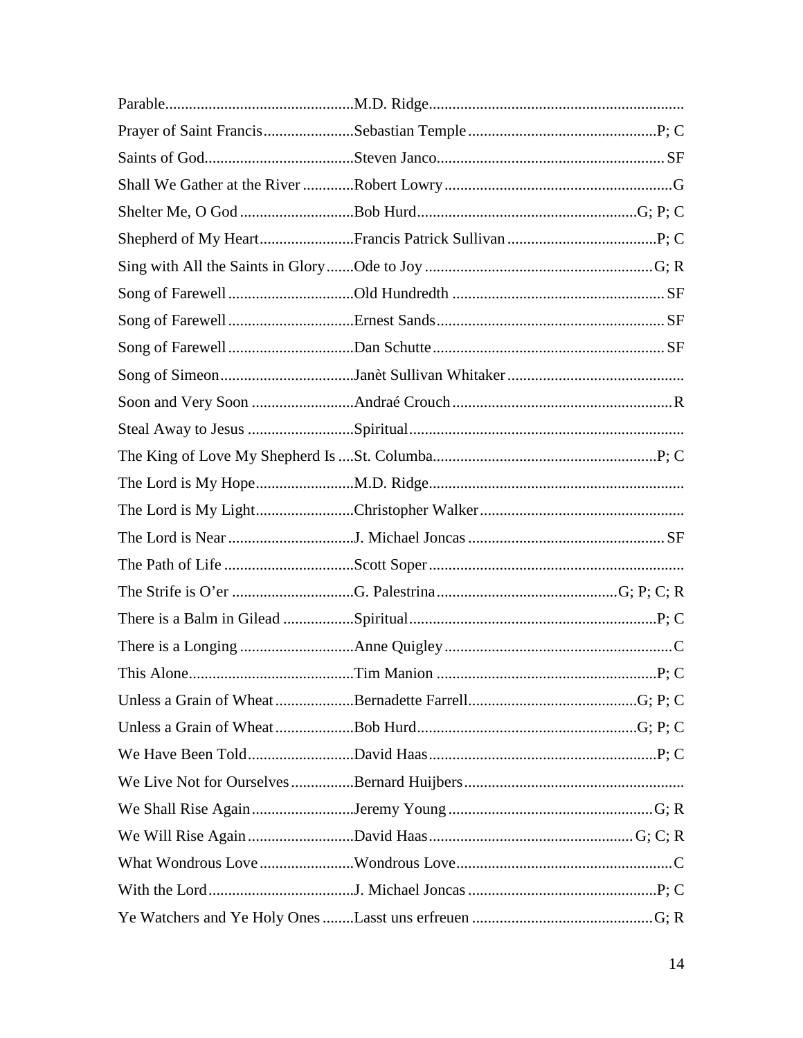| | | |
|---|---|---|
| Parable | M.D. Ridge | |
| Prayer of Saint Francis | Sebastian Temple | P; C |
| Saints of God | Steven Janco | SF |
| Shall We Gather at the River | Robert Lowry | G |
| Shelter Me, O God | Bob Hurd | G; P; C |
| Shepherd of My Heart | Francis Patrick Sullivan | P; C |
| Sing with All the Saints in Glory | Ode to Joy | G; R |
| Song of Farewell | Old Hundredth | SF |
| Song of Farewell | Ernest Sands | SF |
| Song of Farewell | Dan Schutte | SF |
| Song of Simeon | Janèt Sullivan Whitaker | |
| Soon and Very Soon | Andraé Crouch | R |
| Steal Away to Jesus | Spiritual | |
| The King of Love My Shepherd Is | St. Columba | P; C |
| The Lord is My Hope | M.D. Ridge | |
| The Lord is My Light | Christopher Walker | |
| The Lord is Near | J. Michael Joncas | SF |
| The Path of Life | Scott Soper | |
| The Strife is O'er | G. Palestrina | G; P; C; R |
| There is a Balm in Gilead | Spiritual | P; C |
| There is a Longing | Anne Quigley | C |
| This Alone | Tim Manion | P; C |
| Unless a Grain of Wheat | Bernadette Farrell | G; P; C |
| Unless a Grain of Wheat | Bob Hurd | G; P; C |
| We Have Been Told | David Haas | P; C |
| We Live Not for Ourselves | Bernard Huijbers | |
| We Shall Rise Again | Jeremy Young | G; R |
| We Will Rise Again | David Haas | G; C; R |
| What Wondrous Love | Wondrous Love | C |
| With the Lord | J. Michael Joncas | P; C |
| Ye Watchers and Ye Holy Ones | Lasst uns erfreuen | G; R |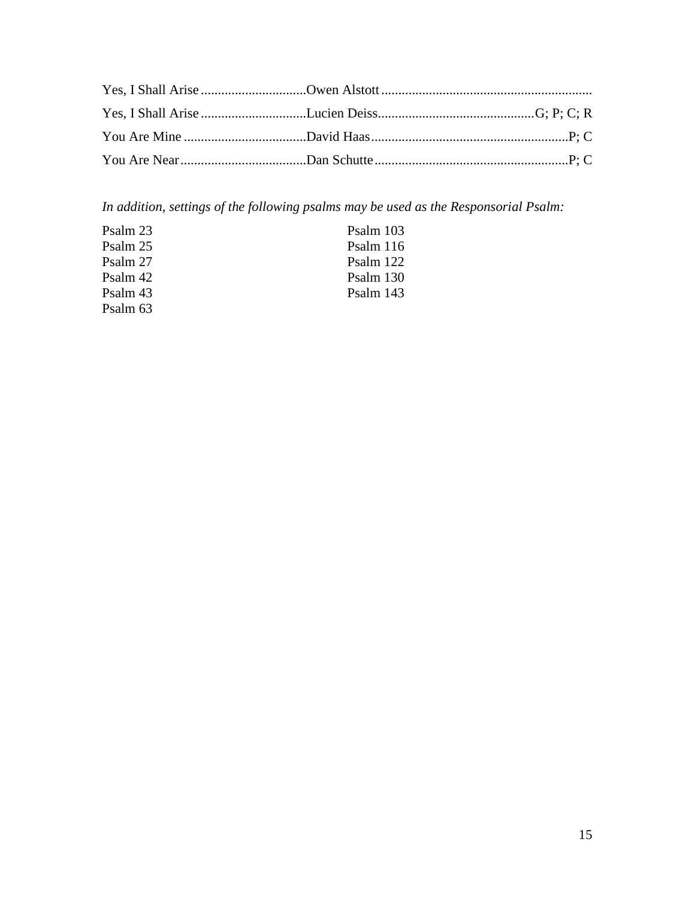| Title | Composer | |
|---|---|---|
| Yes, I Shall Arise | Owen Alstott | |
| Yes, I Shall Arise | Lucien Deiss | G; P; C; R |
| You Are Mine | David Haas | P; C |
| You Are Near | Dan Schutte | P; C |

*In addition, settings of the following psalms may be used as the Responsorial Psalm:*

Psalm 23
Psalm 25
Psalm 27
Psalm 42
Psalm 43
Psalm 63
Psalm 103
Psalm 116
Psalm 122
Psalm 130
Psalm 143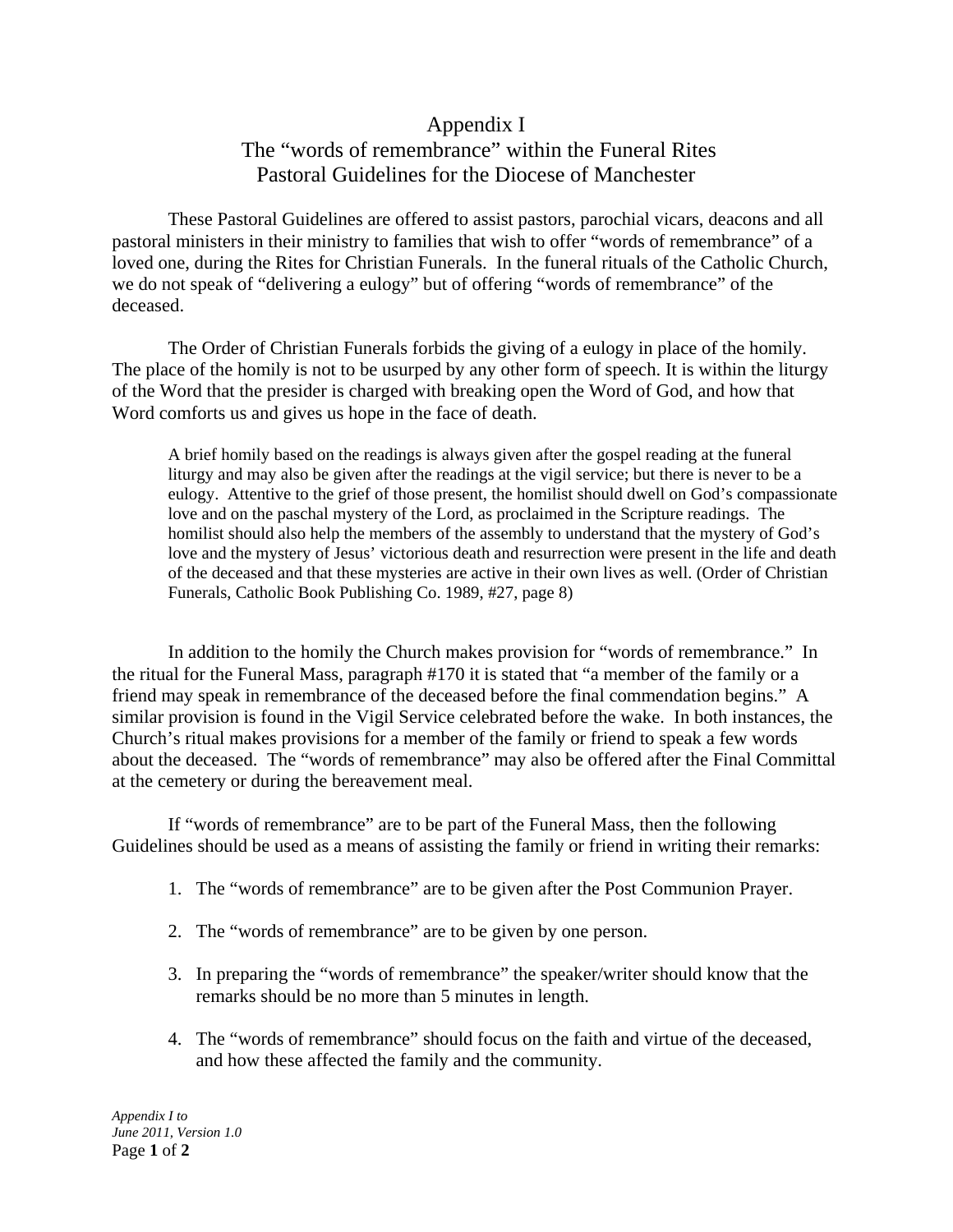# Appendix I
## The "words of remembrance" within the Funeral Rites
## Pastoral Guidelines for the Diocese of Manchester

These Pastoral Guidelines are offered to assist pastors, parochial vicars, deacons and all pastoral ministers in their ministry to families that wish to offer "words of remembrance" of a loved one, during the Rites for Christian Funerals. In the funeral rituals of the Catholic Church, we do not speak of "delivering a eulogy" but of offering "words of remembrance" of the deceased.

The Order of Christian Funerals forbids the giving of a eulogy in place of the homily. The place of the homily is not to be usurped by any other form of speech. It is within the liturgy of the Word that the presider is charged with breaking open the Word of God, and how that Word comforts us and gives us hope in the face of death.

> A brief homily based on the readings is always given after the gospel reading at the funeral liturgy and may also be given after the readings at the vigil service; but there is never to be a eulogy. Attentive to the grief of those present, the homilist should dwell on God's compassionate love and on the paschal mystery of the Lord, as proclaimed in the Scripture readings. The homilist should also help the members of the assembly to understand that the mystery of God's love and the mystery of Jesus' victorious death and resurrection were present in the life and death of the deceased and that these mysteries are active in their own lives as well. (Order of Christian Funerals, Catholic Book Publishing Co. 1989, #27, page 8)

In addition to the homily the Church makes provision for "words of remembrance." In the ritual for the Funeral Mass, paragraph #170 it is stated that "a member of the family or a friend may speak in remembrance of the deceased before the final commendation begins." A similar provision is found in the Vigil Service celebrated before the wake. In both instances, the Church's ritual makes provisions for a member of the family or friend to speak a few words about the deceased. The "words of remembrance" may also be offered after the Final Committal at the cemetery or during the bereavement meal.

If "words of remembrance" are to be part of the Funeral Mass, then the following Guidelines should be used as a means of assisting the family or friend in writing their remarks:

1. The "words of remembrance" are to be given after the Post Communion Prayer.
2. The "words of remembrance" are to be given by one person.
3. In preparing the "words of remembrance" the speaker/writer should know that the remarks should be no more than 5 minutes in length.
4. The "words of remembrance" should focus on the faith and virtue of the deceased, and how these affected the family and the community.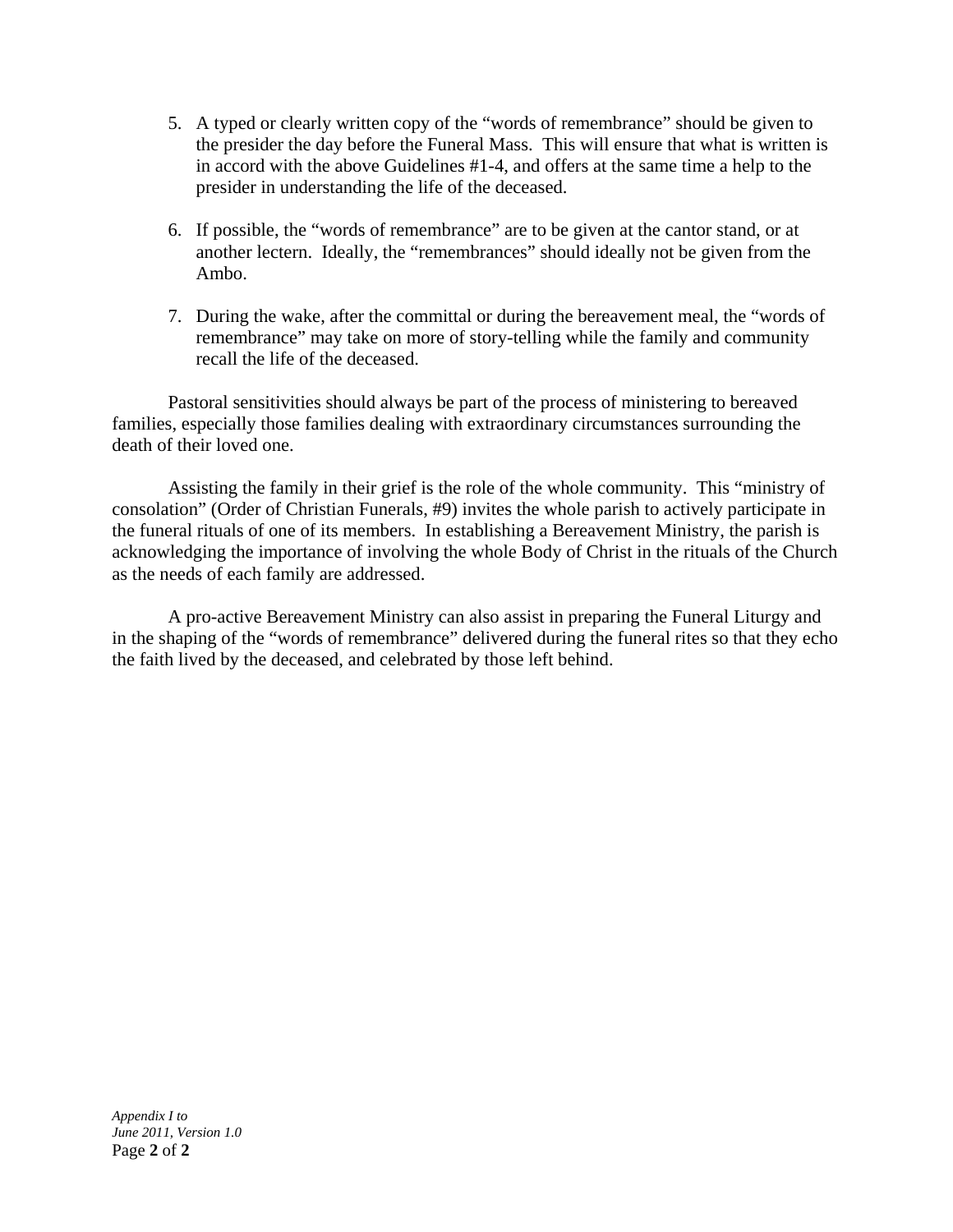5. A typed or clearly written copy of the "words of remembrance" should be given to the presider the day before the Funeral Mass. This will ensure that what is written is in accord with the above Guidelines #1-4, and offers at the same time a help to the presider in understanding the life of the deceased.

6. If possible, the "words of remembrance" are to be given at the cantor stand, or at another lectern. Ideally, the "remembrances" should ideally not be given from the Ambo.

7. During the wake, after the committal or during the bereavement meal, the "words of remembrance" may take on more of story-telling while the family and community recall the life of the deceased.

Pastoral sensitivities should always be part of the process of ministering to bereaved families, especially those families dealing with extraordinary circumstances surrounding the death of their loved one.

Assisting the family in their grief is the role of the whole community. This "ministry of consolation" (Order of Christian Funerals, #9) invites the whole parish to actively participate in the funeral rituals of one of its members. In establishing a Bereavement Ministry, the parish is acknowledging the importance of involving the whole Body of Christ in the rituals of the Church as the needs of each family are addressed.

A pro-active Bereavement Ministry can also assist in preparing the Funeral Liturgy and in the shaping of the "words of remembrance" delivered during the funeral rites so that they echo the faith lived by the deceased, and celebrated by those left behind.